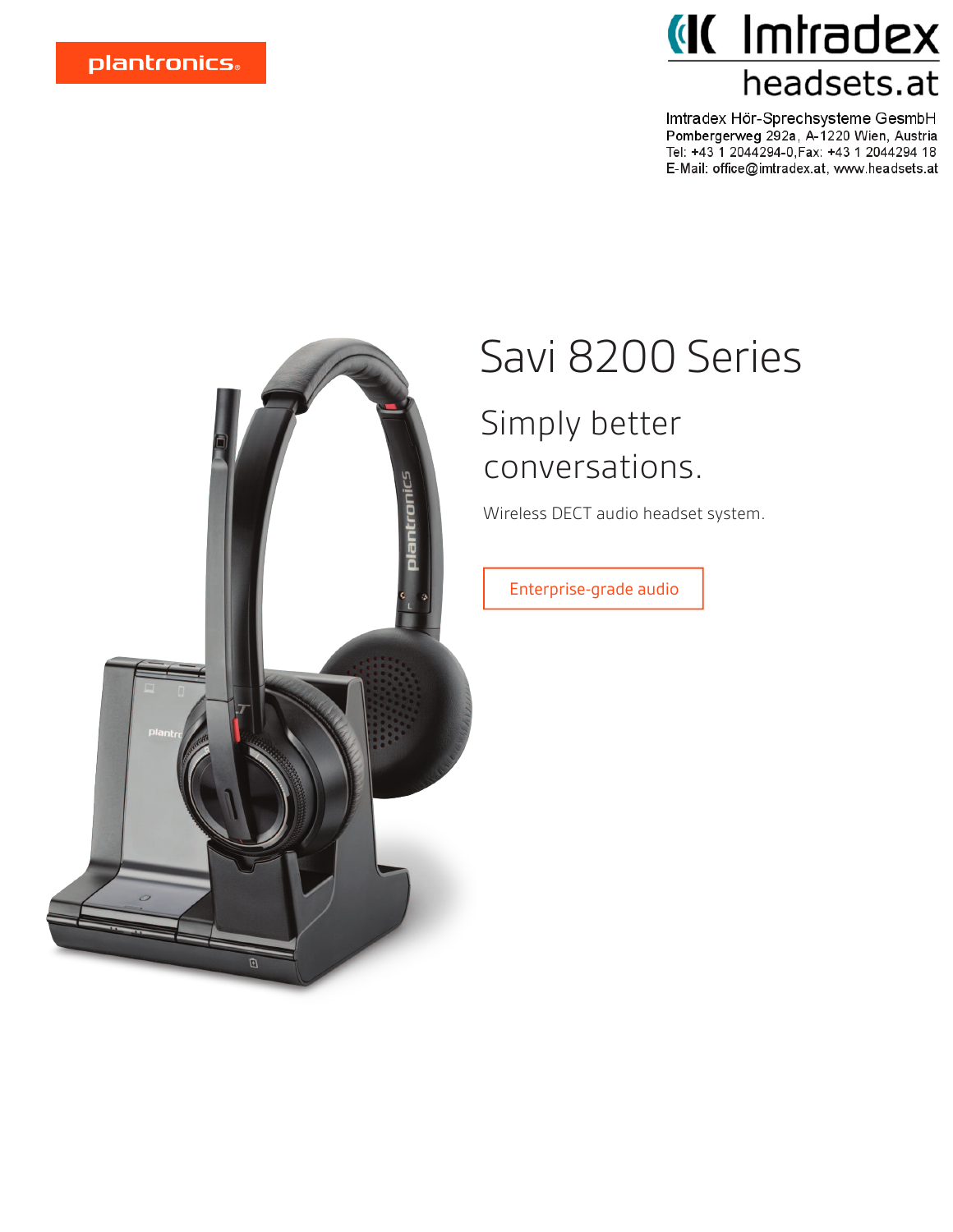plantronics

Imtradex
headsets.at

Imtradex Hör-Sprechsysteme GesmbH
Pombergerweg 292a, A-1220 Wien, Austria
Tel: +43 1 2044294-0, Fax: +43 1 2044294 18
E-Mail: office@imtradex.at, www.headsets.at

# Savi 8200 Series

## Simply better conversations.

Wireless DECT audio headset system.

Enterprise-grade audio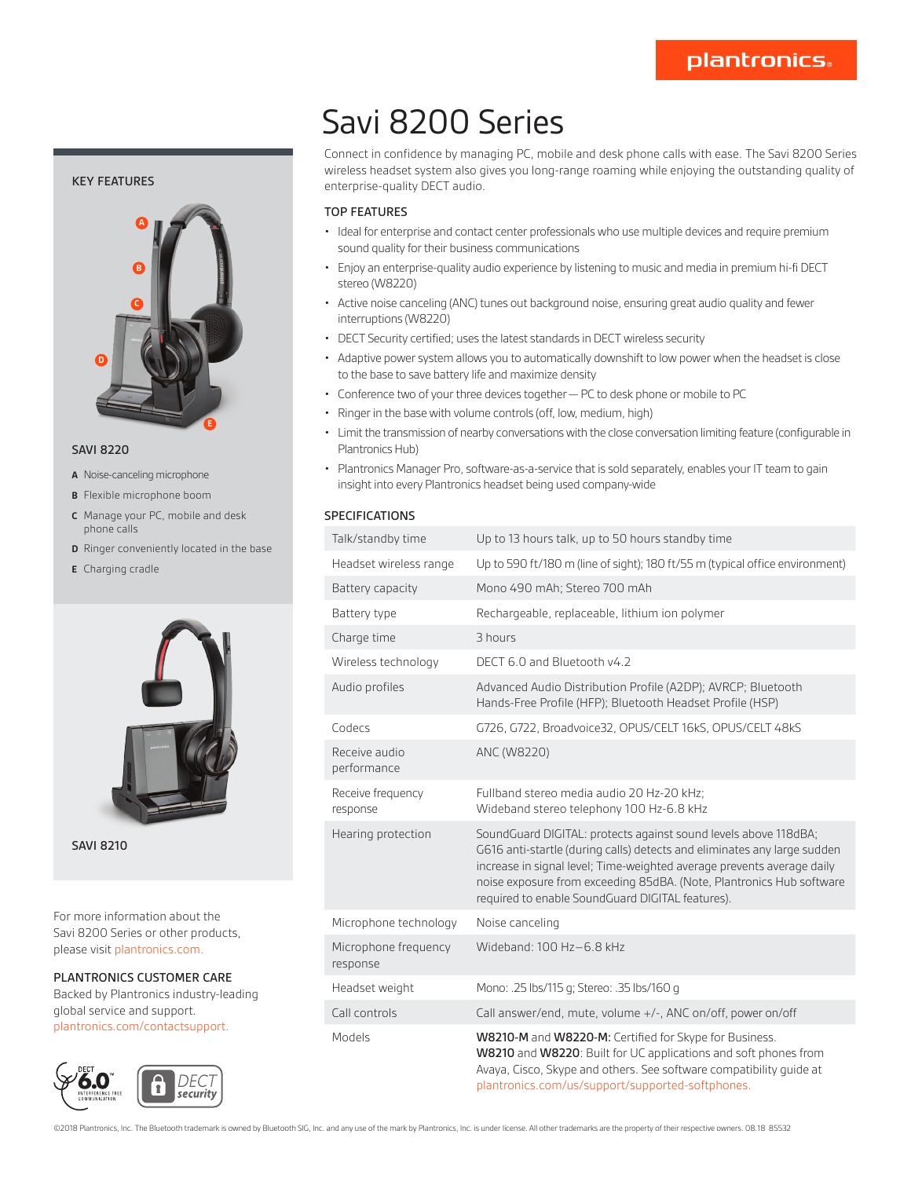# Savi 8200 Series

Connect in confidence by managing PC, mobile and desk phone calls with ease. The Savi 8200 Series wireless headset system also gives you long-range roaming while enjoying the outstanding quality of enterprise-quality DECT audio.

## TOP FEATURES

- Ideal for enterprise and contact center professionals who use multiple devices and require premium sound quality for their business communications
- Enjoy an enterprise-quality audio experience by listening to music and media in premium hi-fi DECT stereo (W8220)
- Active noise canceling (ANC) tunes out background noise, ensuring great audio quality and fewer interruptions (W8220)
- DECT Security certified; uses the latest standards in DECT wireless security
- Adaptive power system allows you to automatically downshift to low power when the headset is close to the base to save battery life and maximize density
- Conference two of your three devices together — PC to desk phone or mobile to PC
- Ringer in the base with volume controls (off, low, medium, high)
- Limit the transmission of nearby conversations with the close conversation limiting feature (configurable in Plantronics Hub)
- Plantronics Manager Pro, software-as-a-service that is sold separately, enables your IT team to gain insight into every Plantronics headset being used company-wide

## SPECIFICATIONS

| | |
|---|---|
| Talk/standby time | Up to 13 hours talk, up to 50 hours standby time |
| Headset wireless range | Up to 590 ft/180 m (line of sight); 180 ft/55 m (typical office environment) |
| Battery capacity | Mono 490 mAh; Stereo 700 mAh |
| Battery type | Rechargeable, replaceable, lithium ion polymer |
| Charge time | 3 hours |
| Wireless technology | DECT 6.0 and Bluetooth v4.2 |
| Audio profiles | Advanced Audio Distribution Profile (A2DP); AVRCP; Bluetooth Hands-Free Profile (HFP); Bluetooth Headset Profile (HSP) |
| Codecs | G726, G722, Broadvoice32, OPUS/CELT 16kS, OPUS/CELT 48kS |
| Receive audio performance | ANC (W8220) |
| Receive frequency response | Fullband stereo media audio 20 Hz-20 kHz; Wideband stereo telephony 100 Hz-6.8 kHz |
| Hearing protection | SoundGuard DIGITAL: protects against sound levels above 118dBA; G616 anti-startle (during calls) detects and eliminates any large sudden increase in signal level; Time-weighted average prevents average daily noise exposure from exceeding 85dBA. (Note, Plantronics Hub software required to enable SoundGuard DIGITAL features). |
| Microphone technology | Noise canceling |
| Microphone frequency response | Wideband: 100 Hz–6.8 kHz |
| Headset weight | Mono: .25 lbs/115 g; Stereo: .35 lbs/160 g |
| Call controls | Call answer/end, mute, volume +/-, ANC on/off, power on/off |
| Models | **W8210-M** and **W8220-M:** Certified for Skype for Business. **W8210** and **W8220**: Built for UC applications and soft phones from Avaya, Cisco, Skype and others. See software compatibility guide at plantronics.com/us/support/supported-softphones. |

## KEY FEATURES

### SAVI 8220

- **A** Noise-canceling microphone
- **B** Flexible microphone boom
- **C** Manage your PC, mobile and desk phone calls
- **D** Ringer conveniently located in the base
- **E** Charging cradle

### SAVI 8210

For more information about the Savi 8200 Series or other products, please visit plantronics.com.

### PLANTRONICS CUSTOMER CARE

Backed by Plantronics industry-leading global service and support. plantronics.com/contactsupport.

DECT 6.0 INTERFERENCE FREE COMMUNICATION

DECT security

©2018 Plantronics, Inc. The Bluetooth trademark is owned by Bluetooth SIG, Inc. and any use of the mark by Plantronics, Inc. is under license. All other trademarks are the property of their respective owners. 08.18 85532